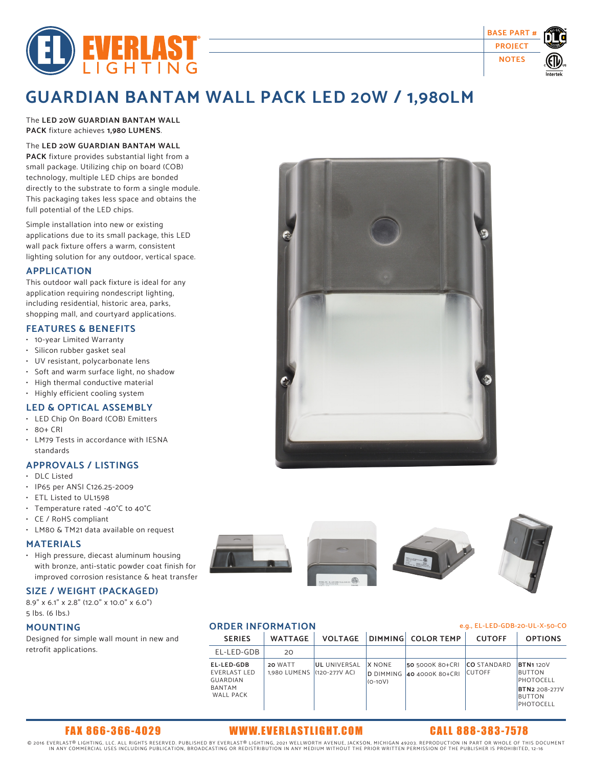BASE PART #
PROJECT
NOTES

# GUARDIAN BANTAM WALL PACK LED 20W / 1,980LM

The **LED 20W GUARDIAN BANTAM WALL PACK** fixture achieves **1,980 LUMENS**.

The **LED 20W GUARDIAN BANTAM WALL PACK** fixture provides substantial light from a small package. Utilizing chip on board (COB) technology, multiple LED chips are bonded directly to the substrate to form a single module. This packaging takes less space and obtains the full potential of the LED chips.

Simple installation into new or existing applications due to its small package, this LED wall pack fixture offers a warm, consistent lighting solution for any outdoor, vertical space.

## APPLICATION

This outdoor wall pack fixture is ideal for any application requiring nondescript lighting, including residential, historic area, parks, shopping mall, and courtyard applications.

## FEATURES & BENEFITS

- 10-year Limited Warranty
- Silicon rubber gasket seal
- UV resistant, polycarbonate lens
- Soft and warm surface light, no shadow
- High thermal conductive material
- Highly efficient cooling system

## LED & OPTICAL ASSEMBLY

- LED Chip On Board (COB) Emitters
- 80+ CRI
- LM79 Tests in accordance with IESNA standards

## APPROVALS / LISTINGS

- DLC Listed
- IP65 per ANSI C126.25-2009
- ETL Listed to UL1598
- Temperature rated -40°C to 40°C
- CE / RoHS compliant
- LM80 & TM21 data available on request

## MATERIALS

- High pressure, diecast aluminum housing with bronze, anti-static powder coat finish for improved corrosion resistance & heat transfer

## SIZE / WEIGHT (PACKAGED)

8.9" x 6.1" x 2.8" (12.0" x 10.0" x 6.0")
5 lbs. (6 lbs.)

## MOUNTING

Designed for simple wall mount in new and retrofit applications.

## ORDER INFORMATION

e.g., EL-LED-GDB-20-UL-X-50-CO

| SERIES | WATTAGE | VOLTAGE | DIMMING | COLOR TEMP | CUTOFF | OPTIONS |
|---|---|---|---|---|---|---|
| EL-LED-GDB | 20 | | | | | |
| **EL-LED-GDB** EVERLAST LED GUARDIAN BANTAM WALL PACK | **20** WATT 1,980 LUMENS | **UL** UNIVERSAL (120-277V AC) | **X** NONE<br>**D** DIMMING (0-10V) | **50** 5000K 80+CRI<br>**40** 4000K 80+CRI | **CO** STANDARD CUTOFF | **BTN1** 120V BUTTON PHOTOCELL<br>**BTN2** 208-277V BUTTON PHOTOCELL |

FAX 866-366-4029 WWW.EVERLASTLIGHT.COM CALL 888-383-7578

© 2016 EVERLAST® LIGHTING, LLC. ALL RIGHTS RESERVED. PUBLISHED BY EVERLAST® LIGHTING, 2021 WELLWORTH AVENUE, JACKSON, MICHIGAN 49203. REPRODUCTION IN PART OR WHOLE OF THIS DOCUMENT IN ANY COMMERCIAL USES INCLUDING PUBLICATION, BROADCASTING OR REDISTRIBUTION IN ANY MEDIUM WITHOUT THE PRIOR WRITTEN PERMISSION OF THE PUBLISHER IS PROHIBITED, 12-16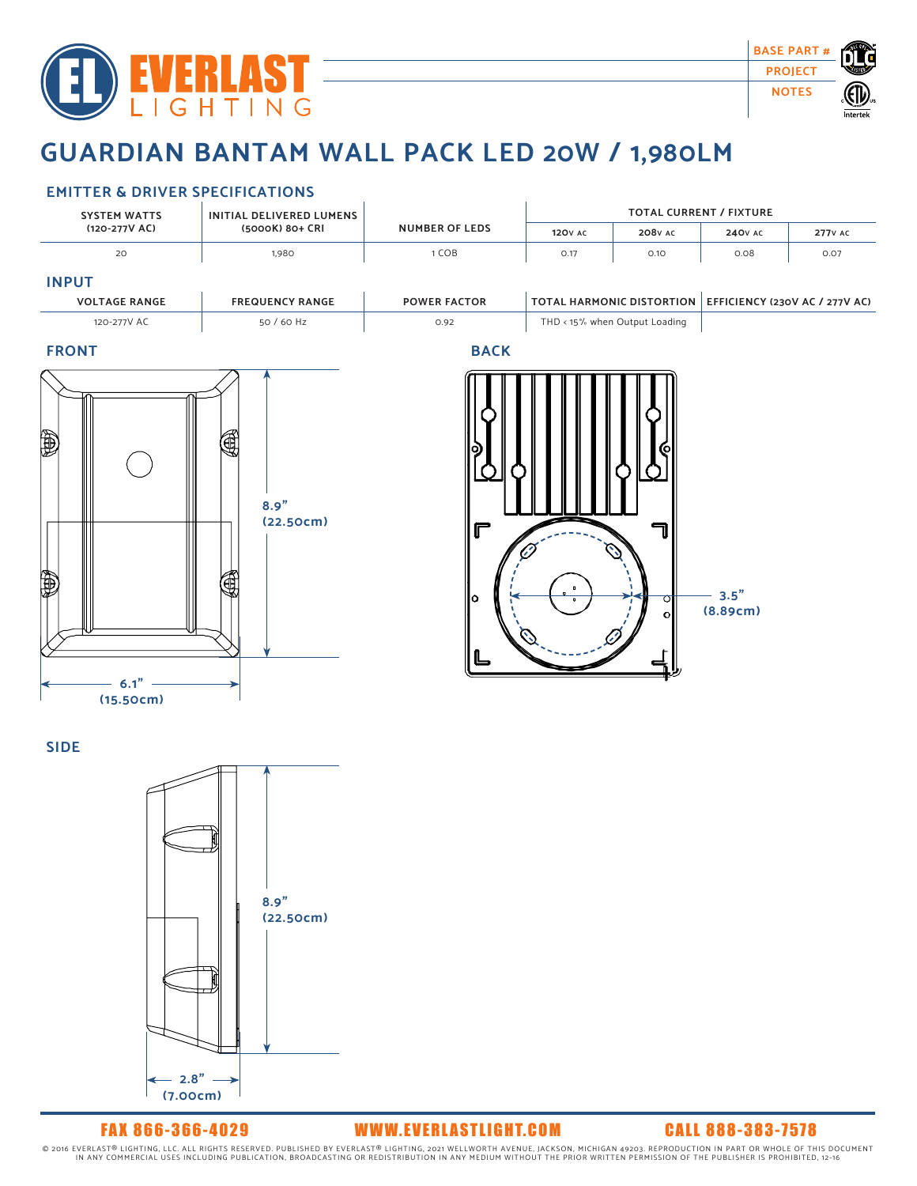BASE PART #
PROJECT
NOTES

# GUARDIAN BANTAM WALL PACK LED 20W / 1,980LM

## EMITTER & DRIVER SPECIFICATIONS

| SYSTEM WATTS (120-277V AC) | INITIAL DELIVERED LUMENS (5000K) 80+ CRI | NUMBER OF LEDS | TOTAL CURRENT / FIXTURE | | | |
|---|---|---|---|---|---|---|
| | | | 120V AC | 208V AC | 240V AC | 277V AC |
| 20 | 1,980 | 1 COB | 0.17 | 0.10 | 0.08 | 0.07 |

## INPUT

| VOLTAGE RANGE | FREQUENCY RANGE | POWER FACTOR | TOTAL HARMONIC DISTORTION | EFFICIENCY (230V AC / 277V AC) |
|---|---|---|---|---|
| 120-277V AC | 50 / 60 Hz | 0.92 | THD < 15% when Output Loading | |

## FRONT

8.9" (22.50cm)

6.1" (15.50cm)

## BACK

3.5" (8.89cm)

## SIDE

8.9" (22.50cm)

2.8" (7.00cm)

FAX 866-366-4029 WWW.EVERLASTLIGHT.COM CALL 888-383-7578

© 2016 EVERLAST® LIGHTING, LLC. ALL RIGHTS RESERVED. PUBLISHED BY EVERLAST® LIGHTING, 2021 WELLWORTH AVENUE, JACKSON, MICHIGAN 49203. REPRODUCTION IN PART OR WHOLE OF THIS DOCUMENT IN ANY COMMERCIAL USES INCLUDING PUBLICATION, BROADCASTING OR REDISTRIBUTION IN ANY MEDIUM WITHOUT THE PRIOR WRITTEN PERMISSION OF THE PUBLISHER IS PROHIBITED, 12-16